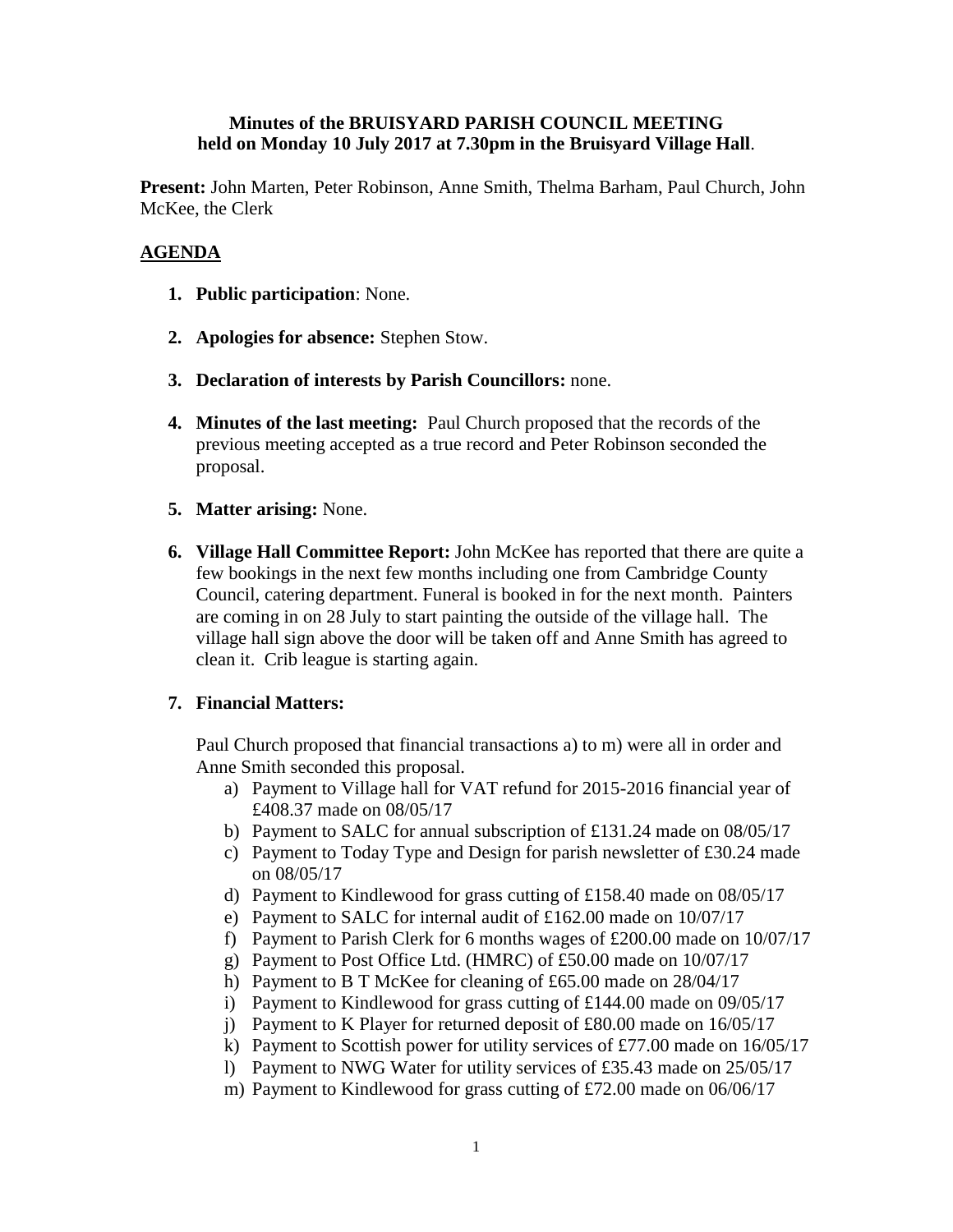**Minutes of the BRUISYARD PARISH COUNCIL MEETING held on Monday 10 July 2017 at 7.30pm in the Bruisyard Village Hall**.

**Present:** John Marten, Peter Robinson, Anne Smith, Thelma Barham, Paul Church, John McKee, the Clerk

## AGENDA

1. **Public participation**: None.

2. **Apologies for absence:** Stephen Stow.

3. **Declaration of interests by Parish Councillors:** none.

4. **Minutes of the last meeting:** Paul Church proposed that the records of the previous meeting accepted as a true record and Peter Robinson seconded the proposal.

5. **Matter arising:** None.

6. **Village Hall Committee Report:** John McKee has reported that there are quite a few bookings in the next few months including one from Cambridge County Council, catering department. Funeral is booked in for the next month. Painters are coming in on 28 July to start painting the outside of the village hall. The village hall sign above the door will be taken off and Anne Smith has agreed to clean it. Crib league is starting again.

7. **Financial Matters:**

   Paul Church proposed that financial transactions a) to m) were all in order and Anne Smith seconded this proposal.

   a) Payment to Village hall for VAT refund for 2015-2016 financial year of £408.37 made on 08/05/17
   b) Payment to SALC for annual subscription of £131.24 made on 08/05/17
   c) Payment to Today Type and Design for parish newsletter of £30.24 made on 08/05/17
   d) Payment to Kindlewood for grass cutting of £158.40 made on 08/05/17
   e) Payment to SALC for internal audit of £162.00 made on 10/07/17
   f) Payment to Parish Clerk for 6 months wages of £200.00 made on 10/07/17
   g) Payment to Post Office Ltd. (HMRC) of £50.00 made on 10/07/17
   h) Payment to B T McKee for cleaning of £65.00 made on 28/04/17
   i) Payment to Kindlewood for grass cutting of £144.00 made on 09/05/17
   j) Payment to K Player for returned deposit of £80.00 made on 16/05/17
   k) Payment to Scottish power for utility services of £77.00 made on 16/05/17
   l) Payment to NWG Water for utility services of £35.43 made on 25/05/17
   m) Payment to Kindlewood for grass cutting of £72.00 made on 06/06/17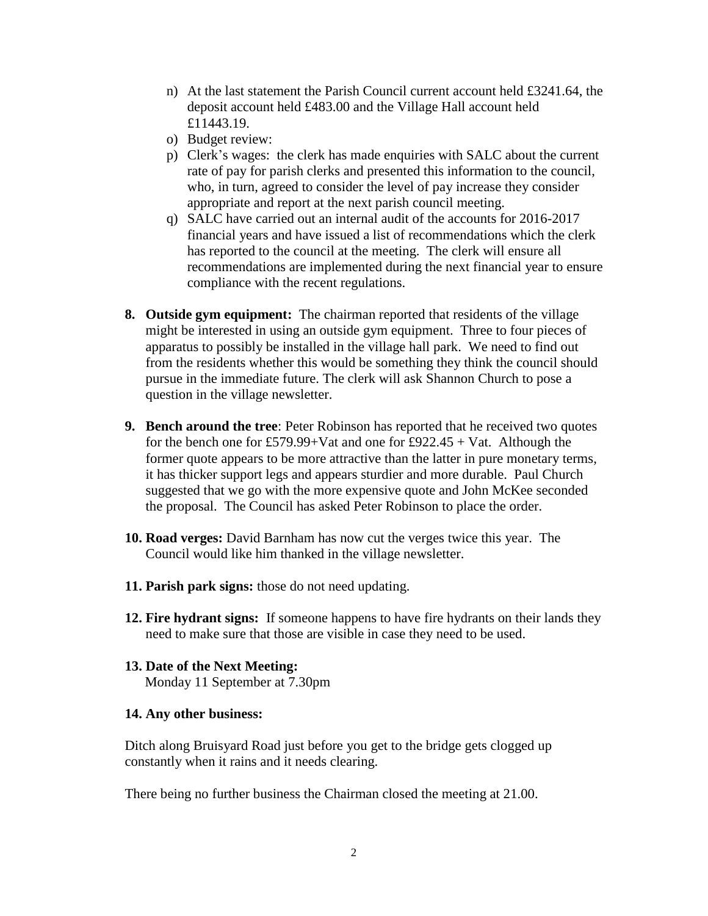n) At the last statement the Parish Council current account held £3241.64, the deposit account held £483.00 and the Village Hall account held £11443.19.
o) Budget review:
p) Clerk's wages: the clerk has made enquiries with SALC about the current rate of pay for parish clerks and presented this information to the council, who, in turn, agreed to consider the level of pay increase they consider appropriate and report at the next parish council meeting.
q) SALC have carried out an internal audit of the accounts for 2016-2017 financial years and have issued a list of recommendations which the clerk has reported to the council at the meeting. The clerk will ensure all recommendations are implemented during the next financial year to ensure compliance with the recent regulations.

**8. Outside gym equipment:** The chairman reported that residents of the village might be interested in using an outside gym equipment. Three to four pieces of apparatus to possibly be installed in the village hall park. We need to find out from the residents whether this would be something they think the council should pursue in the immediate future. The clerk will ask Shannon Church to pose a question in the village newsletter.

**9. Bench around the tree**: Peter Robinson has reported that he received two quotes for the bench one for £579.99+Vat and one for £922.45 + Vat. Although the former quote appears to be more attractive than the latter in pure monetary terms, it has thicker support legs and appears sturdier and more durable. Paul Church suggested that we go with the more expensive quote and John McKee seconded the proposal. The Council has asked Peter Robinson to place the order.

**10. Road verges:** David Barnham has now cut the verges twice this year. The Council would like him thanked in the village newsletter.

**11. Parish park signs:** those do not need updating.

**12. Fire hydrant signs:** If someone happens to have fire hydrants on their lands they need to make sure that those are visible in case they need to be used.

**13. Date of the Next Meeting:**
Monday 11 September at 7.30pm

**14. Any other business:**

Ditch along Bruisyard Road just before you get to the bridge gets clogged up constantly when it rains and it needs clearing.

There being no further business the Chairman closed the meeting at 21.00.